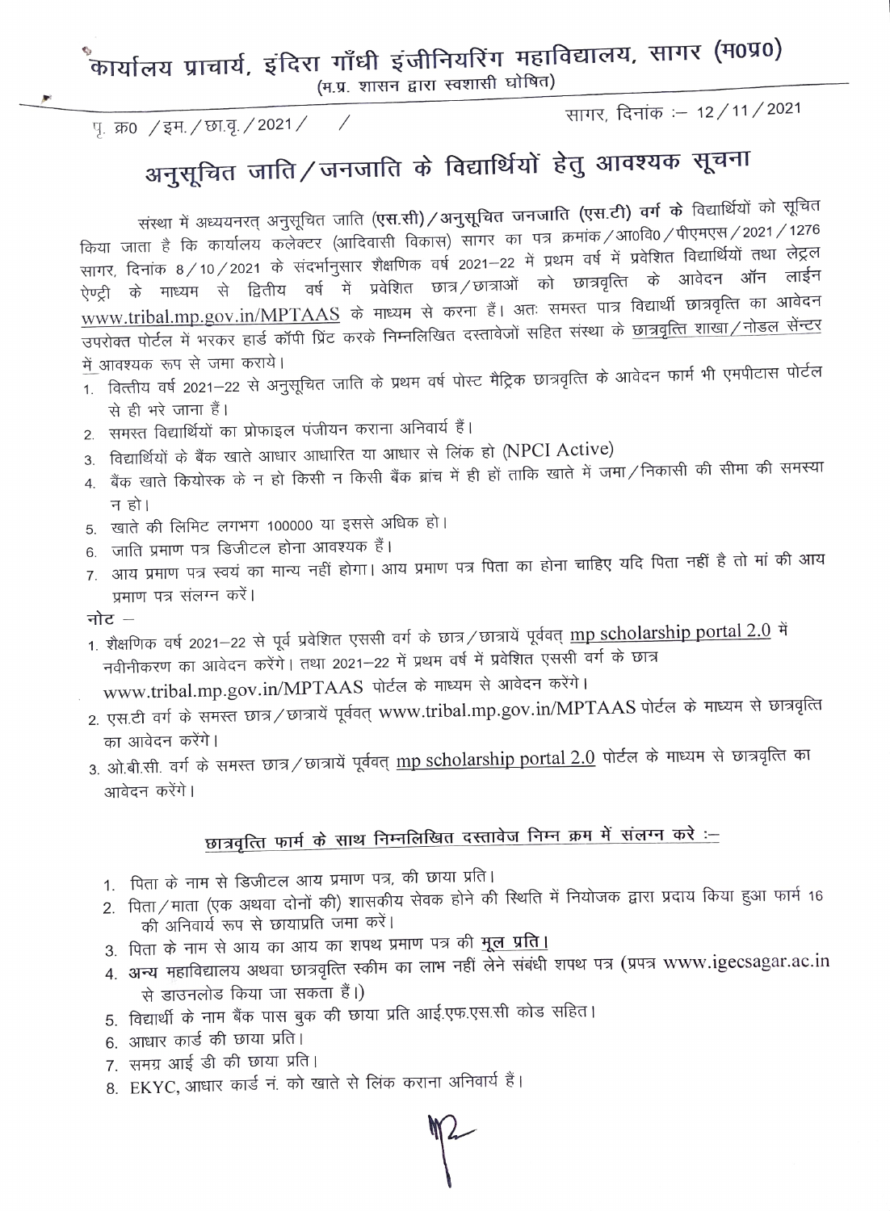# कार्यालय प्राचार्य, इंदिरा गाँधी इंजीनियरिंग महाविद्यालय, सागर (म०प्र०)

(म.प्र. शासन द्वारा स्वशासी घोषित)

पृ. क्र० /इम./छा.वृ./2021/ /

सागर, दिनांक :– 12/11/2021

## अनुसूचित जाति/जनजाति के विद्यार्थियों हेतु आवश्यक सूचना

संस्था में अध्ययनरत् अनुसूचित जाति (**एस.सी**)/अनुसूचित जनजाति (**एस.टी**) **वर्ग के** विद्यार्थियों को सूचित किया जाता है कि कार्यालय कलेक्टर (आदिवासी विकास) सागर का पत्र क्रमांक/आ०वि०/पीएमएस/2021/1276 सागर, दिनांक 8/10/2021 के संदर्भानुसार शैक्षणिक वर्ष 2021–22 में प्रथम वर्ष में प्रवेशित विद्यार्थियों तथा लेट्रल ऐण्ट्री के माध्यम से द्वितीय वर्ष में प्रवेशित छात्र/छात्राओं को छात्रवृत्ति के आवेदन ऑन लाईन www.tribal.mp.gov.in/MPTAAS के माध्यम से करना हैं। अतः समस्त पात्र विद्यार्थी छात्रवृत्ति का आवेदन उपरोक्त पोर्टल में भरकर हार्ड कॉपी प्रिंट करके निम्नलिखित दस्तावेजों सहित संस्था के छात्रवृत्ति शाखा/नोडल सेंन्टर में आवश्यक रूप से जमा कराये।

1. वित्तीय वर्ष 2021–22 से अनुसूचित जाति के प्रथम वर्ष पोस्ट मैट्रिक छात्रवृत्ति के आवेदन फार्म भी एमपीटास पोर्टल से ही भरे जाना हैं।
2. समस्त विद्यार्थियों का प्रोफाइल पंजीयन कराना अनिवार्य हैं।
3. विद्यार्थियों के बैंक खाते आधार आधारित या आधार से लिंक हो (NPCI Active)
4. बैंक खाते कियोस्क के न हो किसी न किसी बैंक ब्रांच में ही हों ताकि खाते में जमा/निकासी की सीमा की समस्या न हो।
5. खाते की लिमिट लगभग 100000 या इससे अधिक हो।
6. जाति प्रमाण पत्र डिजीटल होना आवश्यक हैं।
7. आय प्रमाण पत्र स्वयं का मान्य नहीं होगा। आय प्रमाण पत्र पिता का होना चाहिए यदि पिता नहीं है तो मां की आय प्रमाण पत्र संलग्न करें।

**नोट** –

1. शैक्षणिक वर्ष 2021–22 से पूर्व प्रवेशित एससी वर्ग के छात्र/छात्रायें पूर्ववत् mp scholarship portal 2.0 में नवीनीकरण का आवेदन करेंगे। तथा 2021–22 में प्रथम वर्ष में प्रवेशित एससी वर्ग के छात्र www.tribal.mp.gov.in/MPTAAS पोर्टल के माध्यम से आवेदन करेंगे।
2. एस.टी वर्ग के समस्त छात्र/छात्रायें पूर्ववत् www.tribal.mp.gov.in/MPTAAS पोर्टल के माध्यम से छात्रवृत्ति का आवेदन करेंगे।
3. ओ.बी.सी. वर्ग के समस्त छात्र/छात्रायें पूर्ववत् mp scholarship portal 2.0 पोर्टल के माध्यम से छात्रवृत्ति का आवेदन करेंगे।

### छात्रवृत्ति फार्म के साथ निम्नलिखित दस्तावेज निम्न क्रम में संलग्न करे :–

1. पिता के नाम से डिजीटल आय प्रमाण पत्र, की छाया प्रति।
2. पिता/माता (एक अथवा दोनों की) शासकीय सेवक होने की स्थिति में नियोजक द्वारा प्रदाय किया हुआ फार्म 16 की अनिवार्य रूप से छायाप्रति जमा करें।
3. पिता के नाम से आय का आय का शपथ प्रमाण पत्र की **मूल प्रति।**
4. **अन्य** महाविद्यालय अथवा छात्रवृत्ति स्कीम का लाभ नहीं लेने संबंधी शपथ पत्र (प्रपत्र www.igecsagar.ac.in से डाउनलोड किया जा सकता हैं।)
5. विद्यार्थी के नाम बैंक पास बुक की छाया प्रति आई.एफ.एस.सी कोड सहित।
6. आधार कार्ड की छाया प्रति।
7. समग्र आई डी की छाया प्रति।
8. EKYC, आधार कार्ड नं. को खाते से लिंक कराना अनिवार्य हैं।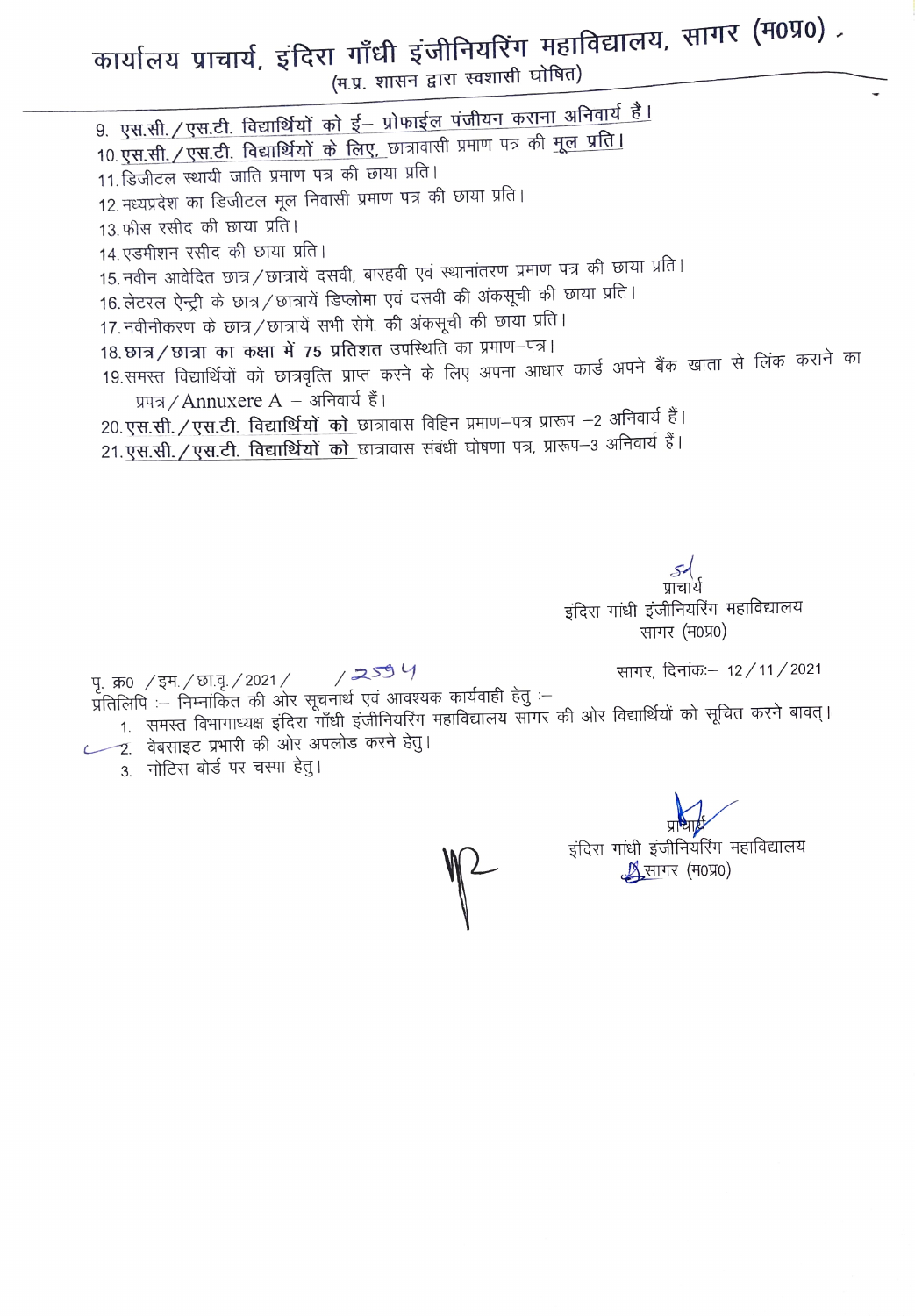# कार्यालय प्राचार्य, इंदिरा गाँधी इंजीनियरिंग महाविद्यालय, सागर (म0प्र0)

(म.प्र. शासन द्वारा स्वशासी घोषित)

9. एस.सी./एस.टी. विद्यार्थियों को ई– प्रोफाईल पंजीयन कराना अनिवार्य है।
10. एस.सी./एस.टी. विद्यार्थियों के लिए, छात्रावासी प्रमाण पत्र की मूल प्रति।
11. डिजीटल स्थायी जाति प्रमाण पत्र की छाया प्रति।
12. मध्यप्रदेश का डिजीटल मूल निवासी प्रमाण पत्र की छाया प्रति।
13. फीस रसीद की छाया प्रति।
14. एडमीशन रसीद की छाया प्रति।
15. नवीन आवेदित छात्र/छात्रायें दसवी, बारहवी एवं स्थानांतरण प्रमाण पत्र की छाया प्रति।
16. लेटरल ऐन्ट्री के छात्र/छात्रायें डिप्लोमा एवं दसवी की अंकसूची की छाया प्रति।
17. नवीनीकरण के छात्र/छात्रायें सभी सेमे. की अंकसूची की छाया प्रति।
18. **छात्र/छात्रा का कक्षा में 75 प्रतिशत** उपस्थिति का प्रमाण–पत्र।
19. समस्त विद्यार्थियों को छात्रवृत्ति प्राप्त करने के लिए अपना आधार कार्ड अपने बैंक खाता से लिंक कराने का प्रपत्र/Annuxere A – अनिवार्य हैं।
20. एस.सी./एस.टी. विद्यार्थियों को छात्रावास विहिन प्रमाण–पत्र प्रारूप –2 अनिवार्य हैं।
21. एस.सी./एस.टी. विद्यार्थियों को छात्रावास संबंधी घोषणा पत्र, प्रारूप–3 अनिवार्य हैं।

Sd/-
प्राचार्य
इंदिरा गांधी इंजीनियरिंग महाविद्यालय
सागर (म0प्र0)

पृ. क्र0 /इम./छा.वृ./2021/ /2594

सागर, दिनांकः– 12/11/2021

प्रतिलिपि :– निम्नांकित की ओर सूचनार्थ एवं आवश्यक कार्यवाही हेतु :–

1. समस्त विभागाध्यक्ष इंदिरा गाँधी इंजीनियरिंग महाविद्यालय सागर की ओर विद्यार्थियों को सूचित करने बावत्।
2. वेबसाइट प्रभारी की ओर अपलोड करने हेतु।
3. नोटिस बोर्ड पर चस्पा हेतु।

प्राचार्य
इंदिरा गांधी इंजीनियरिंग महाविद्यालय
सागर (म0प्र0)